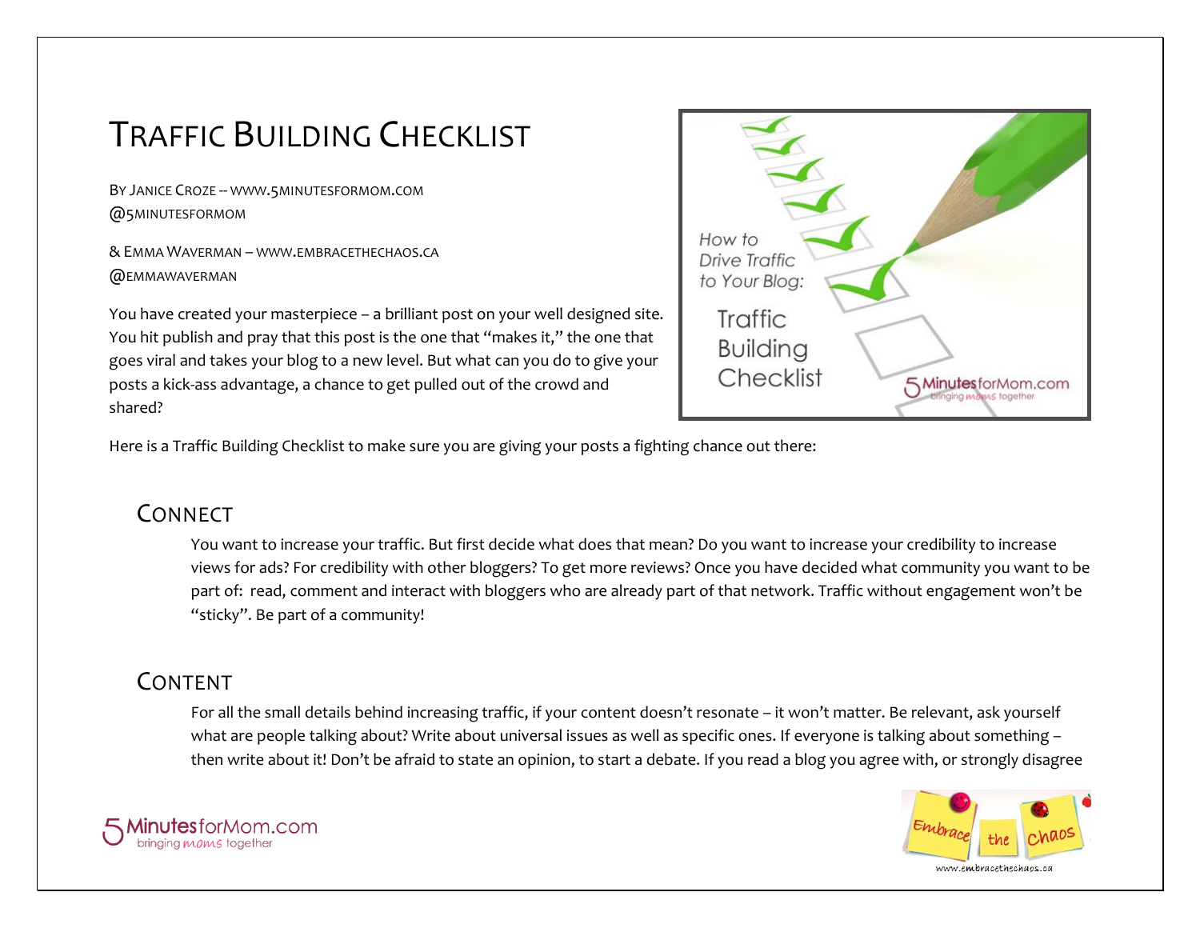# Traffic Building Checklist

By Janice Croze -- www.5minutesformom.com
@5minutesformom

& Emma Waverman – www.embracethechaos.ca
@emmawaverman

You have created your masterpiece – a brilliant post on your well designed site. You hit publish and pray that this post is the one that "makes it," the one that goes viral and takes your blog to a new level. But what can you do to give your posts a kick-ass advantage, a chance to get pulled out of the crowd and shared?

Here is a Traffic Building Checklist to make sure you are giving your posts a fighting chance out there:

## Connect

You want to increase your traffic. But first decide what does that mean? Do you want to increase your credibility to increase views for ads? For credibility with other bloggers? To get more reviews? Once you have decided what community you want to be part of: read, comment and interact with bloggers who are already part of that network. Traffic without engagement won't be "sticky". Be part of a community!

## Content

For all the small details behind increasing traffic, if your content doesn't resonate – it won't matter. Be relevant, ask yourself what are people talking about? Write about universal issues as well as specific ones. If everyone is talking about something – then write about it! Don't be afraid to state an opinion, to start a debate. If you read a blog you agree with, or strongly disagree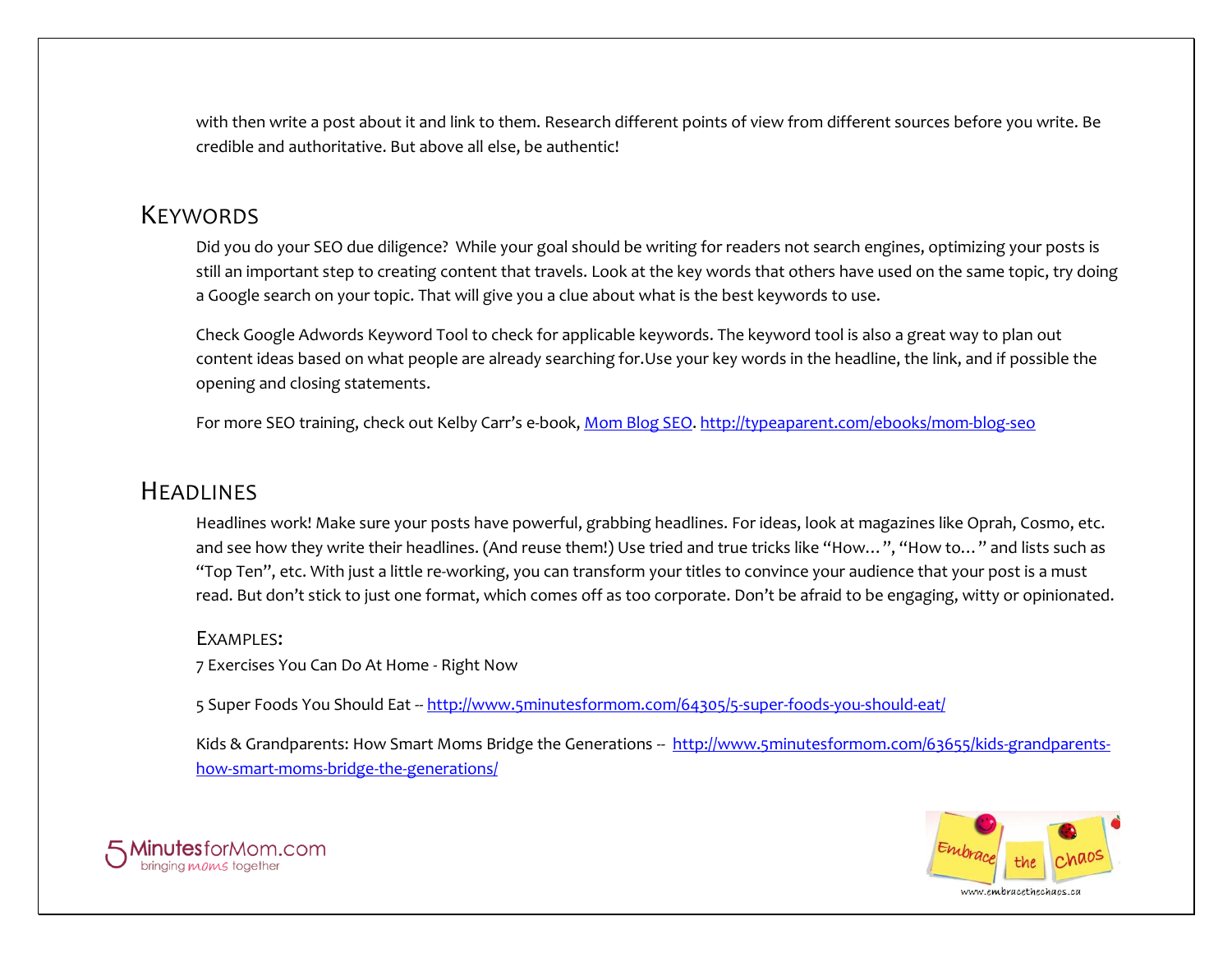with then write a post about it and link to them. Research different points of view from different sources before you write. Be credible and authoritative. But above all else, be authentic!

## Keywords

Did you do your SEO due diligence? While your goal should be writing for readers not search engines, optimizing your posts is still an important step to creating content that travels. Look at the key words that others have used on the same topic, try doing a Google search on your topic. That will give you a clue about what is the best keywords to use.

Check Google Adwords Keyword Tool to check for applicable keywords. The keyword tool is also a great way to plan out content ideas based on what people are already searching for.Use your key words in the headline, the link, and if possible the opening and closing statements.

For more SEO training, check out Kelby Carr's e-book, [Mom Blog SEO](http://typeaparent.com/ebooks/mom-blog-seo). http://typeaparent.com/ebooks/mom-blog-seo

## Headlines

Headlines work! Make sure your posts have powerful, grabbing headlines. For ideas, look at magazines like Oprah, Cosmo, etc. and see how they write their headlines. (And reuse them!) Use tried and true tricks like "How…", "How to…" and lists such as "Top Ten", etc. With just a little re-working, you can transform your titles to convince your audience that your post is a must read. But don't stick to just one format, which comes off as too corporate. Don't be afraid to be engaging, witty or opinionated.

### Examples:

7 Exercises You Can Do At Home - Right Now

5 Super Foods You Should Eat -- http://www.5minutesformom.com/64305/5-super-foods-you-should-eat/

Kids & Grandparents: How Smart Moms Bridge the Generations -- http://www.5minutesformom.com/63655/kids-grandparents-how-smart-moms-bridge-the-generations/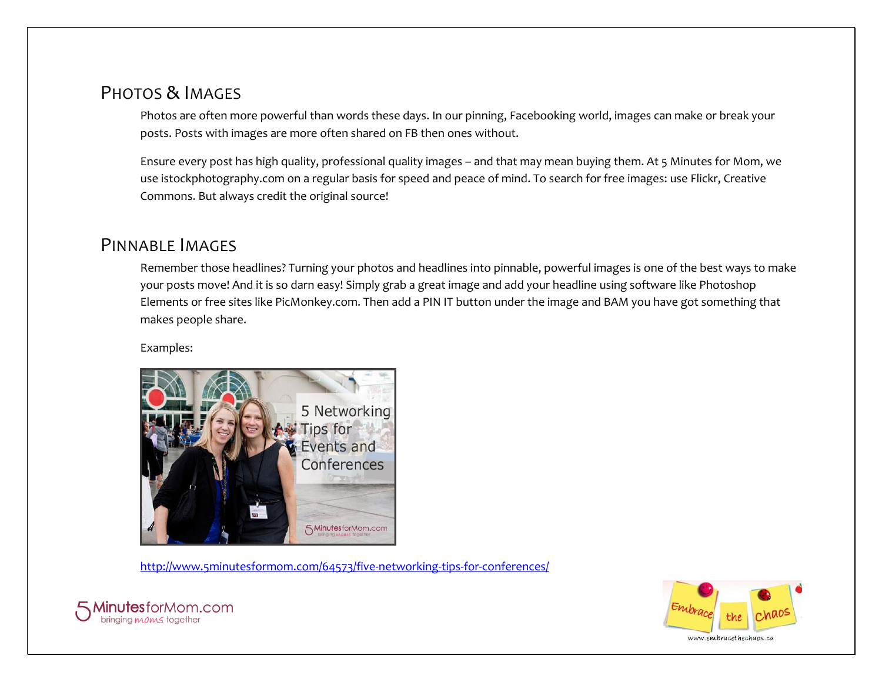## Photos & Images

Photos are often more powerful than words these days. In our pinning, Facebooking world, images can make or break your posts. Posts with images are more often shared on FB then ones without.

Ensure every post has high quality, professional quality images – and that may mean buying them. At 5 Minutes for Mom, we use istockphotography.com on a regular basis for speed and peace of mind. To search for free images: use Flickr, Creative Commons. But always credit the original source!

## Pinnable Images

Remember those headlines? Turning your photos and headlines into pinnable, powerful images is one of the best ways to make your posts move! And it is so darn easy! Simply grab a great image and add your headline using software like Photoshop Elements or free sites like PicMonkey.com. Then add a PIN IT button under the image and BAM you have got something that makes people share.

Examples:

http://www.5minutesformom.com/64573/five-networking-tips-for-conferences/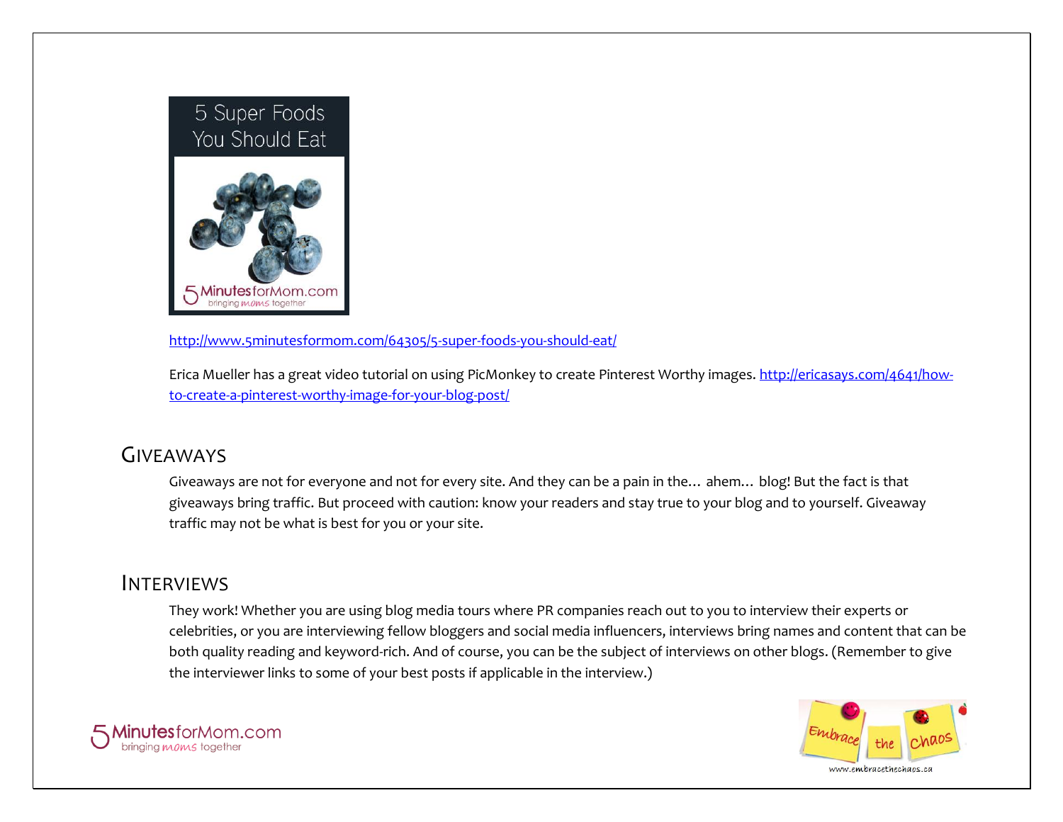http://www.5minutesformom.com/64305/5-super-foods-you-should-eat/

Erica Mueller has a great video tutorial on using PicMonkey to create Pinterest Worthy images. http://ericasays.com/4641/how-to-create-a-pinterest-worthy-image-for-your-blog-post/

## GIVEAWAYS

Giveaways are not for everyone and not for every site. And they can be a pain in the… ahem… blog! But the fact is that giveaways bring traffic. But proceed with caution: know your readers and stay true to your blog and to yourself. Giveaway traffic may not be what is best for you or your site.

## INTERVIEWS

They work! Whether you are using blog media tours where PR companies reach out to you to interview their experts or celebrities, or you are interviewing fellow bloggers and social media influencers, interviews bring names and content that can be both quality reading and keyword-rich. And of course, you can be the subject of interviews on other blogs. (Remember to give the interviewer links to some of your best posts if applicable in the interview.)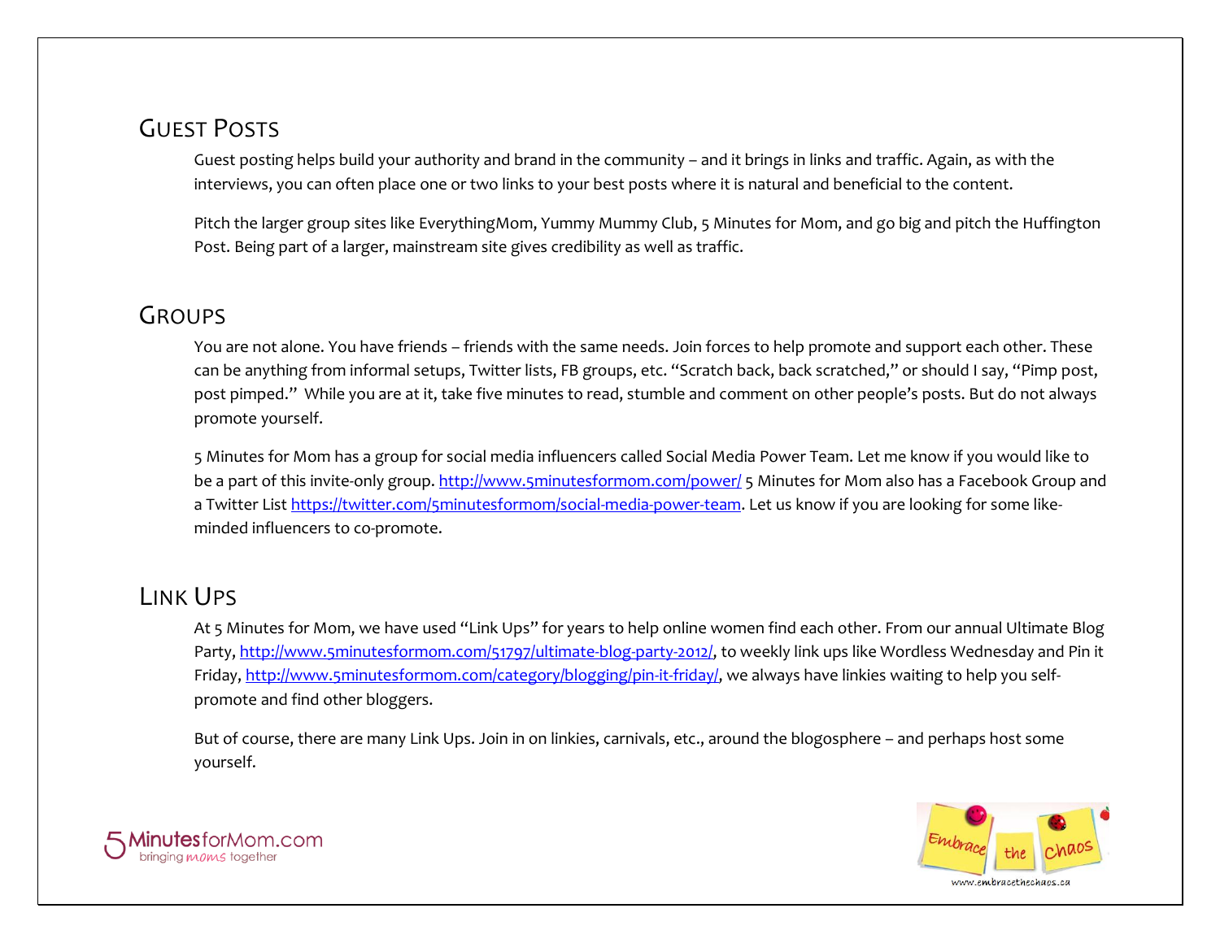## Guest Posts

Guest posting helps build your authority and brand in the community – and it brings in links and traffic. Again, as with the interviews, you can often place one or two links to your best posts where it is natural and beneficial to the content.

Pitch the larger group sites like EverythingMom, Yummy Mummy Club, 5 Minutes for Mom, and go big and pitch the Huffington Post. Being part of a larger, mainstream site gives credibility as well as traffic.

## Groups

You are not alone. You have friends – friends with the same needs. Join forces to help promote and support each other. These can be anything from informal setups, Twitter lists, FB groups, etc. "Scratch back, back scratched," or should I say, "Pimp post, post pimped." While you are at it, take five minutes to read, stumble and comment on other people's posts. But do not always promote yourself.

5 Minutes for Mom has a group for social media influencers called Social Media Power Team. Let me know if you would like to be a part of this invite-only group. [http://www.5minutesformom.com/power/](http://www.5minutesformom.com/power/) 5 Minutes for Mom also has a Facebook Group and a Twitter List [https://twitter.com/5minutesformom/social-media-power-team](https://twitter.com/5minutesformom/social-media-power-team). Let us know if you are looking for some like-minded influencers to co-promote.

## Link Ups

At 5 Minutes for Mom, we have used "Link Ups" for years to help online women find each other. From our annual Ultimate Blog Party, [http://www.5minutesformom.com/51797/ultimate-blog-party-2012/](http://www.5minutesformom.com/51797/ultimate-blog-party-2012/), to weekly link ups like Wordless Wednesday and Pin it Friday, [http://www.5minutesformom.com/category/blogging/pin-it-friday/](http://www.5minutesformom.com/category/blogging/pin-it-friday/), we always have linkies waiting to help you self-promote and find other bloggers.

But of course, there are many Link Ups. Join in on linkies, carnivals, etc., around the blogosphere – and perhaps host some yourself.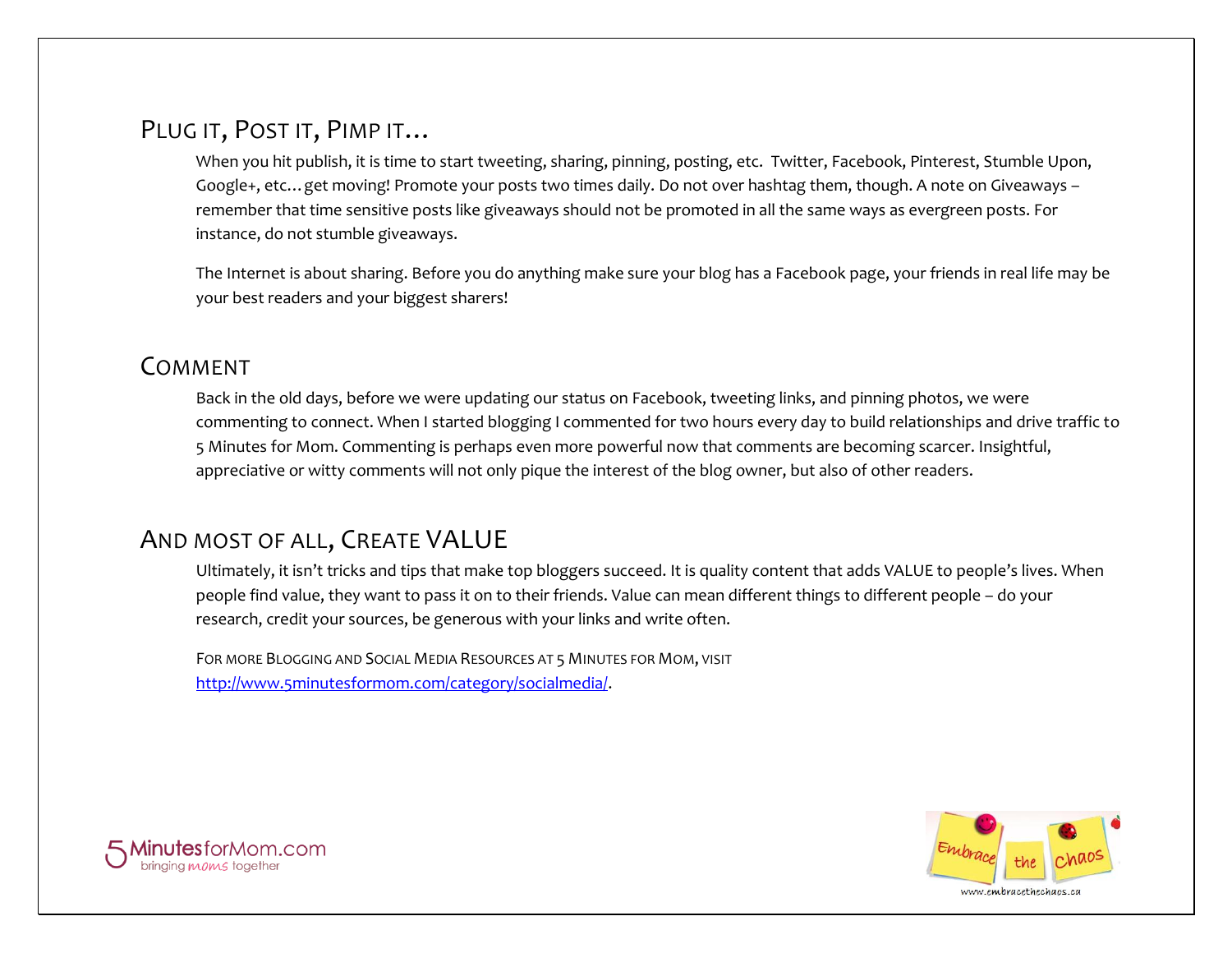## Plug it, Post it, Pimp it…

When you hit publish, it is time to start tweeting, sharing, pinning, posting, etc. Twitter, Facebook, Pinterest, Stumble Upon, Google+, etc… get moving! Promote your posts two times daily. Do not over hashtag them, though. A note on Giveaways – remember that time sensitive posts like giveaways should not be promoted in all the same ways as evergreen posts. For instance, do not stumble giveaways.

The Internet is about sharing. Before you do anything make sure your blog has a Facebook page, your friends in real life may be your best readers and your biggest sharers!

## Comment

Back in the old days, before we were updating our status on Facebook, tweeting links, and pinning photos, we were commenting to connect. When I started blogging I commented for two hours every day to build relationships and drive traffic to 5 Minutes for Mom. Commenting is perhaps even more powerful now that comments are becoming scarcer. Insightful, appreciative or witty comments will not only pique the interest of the blog owner, but also of other readers.

## And most of all, Create VALUE

Ultimately, it isn't tricks and tips that make top bloggers succeed. It is quality content that adds VALUE to people's lives. When people find value, they want to pass it on to their friends. Value can mean different things to different people – do your research, credit your sources, be generous with your links and write often.

For more Blogging and Social Media Resources at 5 Minutes for Mom, visit [http://www.5minutesformom.com/category/socialmedia/](http://www.5minutesformom.com/category/socialmedia/).

5MinutesforMom.com
bringing moms together

Embrace the Chaos
www.embracethechaos.ca